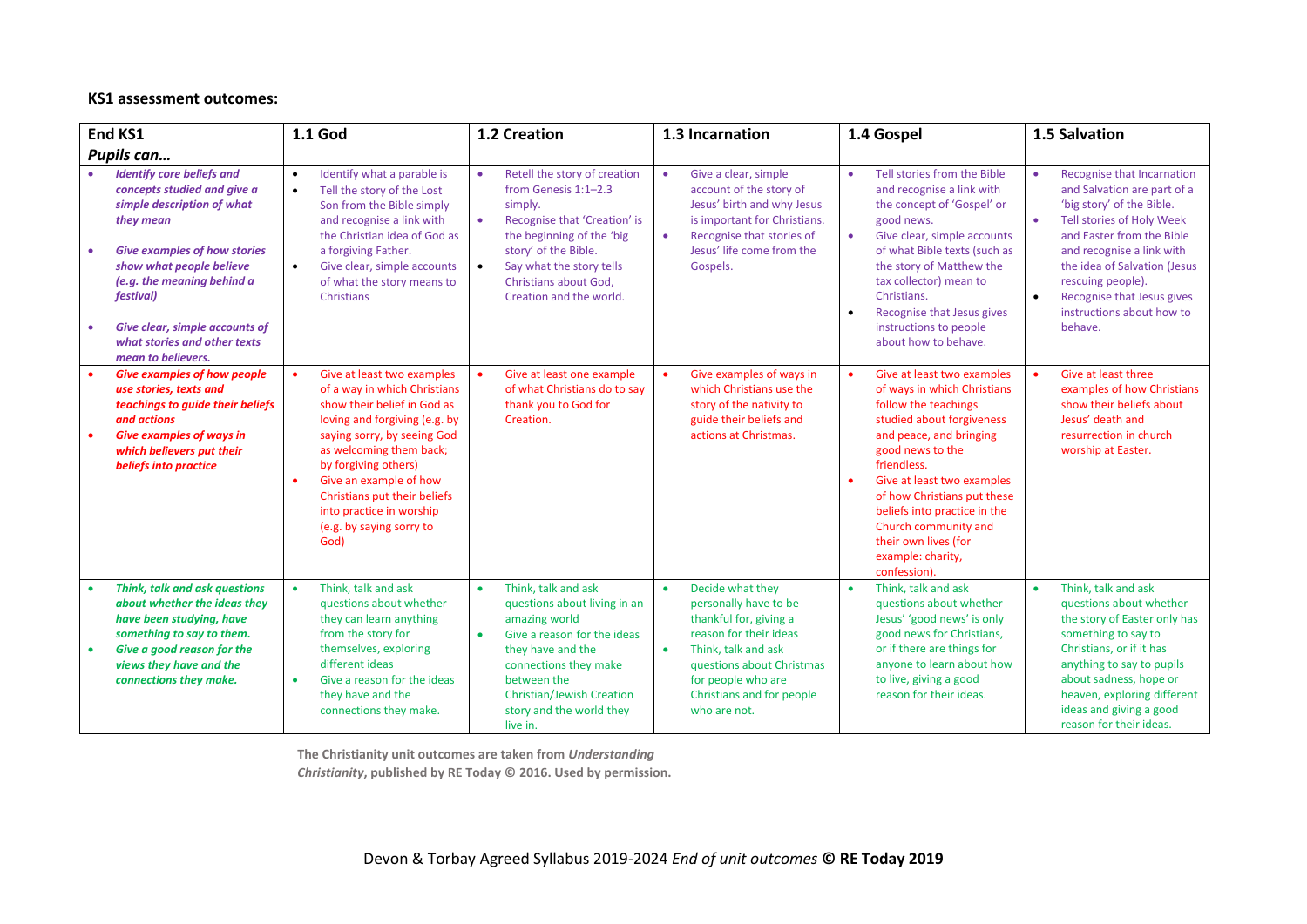**KS1 assessment outcomes:**

| End KS1 *Pupils can…* | 1.1 God | 1.2 Creation | 1.3 Incarnation | 1.4 Gospel | 1.5 Salvation |
|---|---|---|---|---|---|
| • ***Identify core beliefs and concepts studied and give a simple description of what they mean*** <br> • ***Give examples of how stories show what people believe (e.g. the meaning behind a festival)*** <br> • ***Give clear, simple accounts of what stories and other texts mean to believers.*** | • Identify what a parable is <br> • Tell the story of the Lost Son from the Bible simply and recognise a link with the Christian idea of God as a forgiving Father. <br> • Give clear, simple accounts of what the story means to Christians | • Retell the story of creation from Genesis 1:1–2.3 simply. <br> • Recognise that 'Creation' is the beginning of the 'big story' of the Bible. <br> • Say what the story tells Christians about God, Creation and the world. | • Give a clear, simple account of the story of Jesus' birth and why Jesus is important for Christians. <br> • Recognise that stories of Jesus' life come from the Gospels. | • Tell stories from the Bible and recognise a link with the concept of 'Gospel' or good news. <br> • Give clear, simple accounts of what Bible texts (such as the story of Matthew the tax collector) mean to Christians. <br> • Recognise that Jesus gives instructions to people about how to behave. | • Recognise that Incarnation and Salvation are part of a 'big story' of the Bible. <br> • Tell stories of Holy Week and Easter from the Bible and recognise a link with the idea of Salvation (Jesus rescuing people). <br> • Recognise that Jesus gives instructions about how to behave. |
| • ***Give examples of how people use stories, texts and teachings to guide their beliefs and actions*** <br> • ***Give examples of ways in which believers put their beliefs into practice*** | • Give at least two examples of a way in which Christians show their belief in God as loving and forgiving (e.g. by saying sorry, by seeing God as welcoming them back; by forgiving others) <br> • Give an example of how Christians put their beliefs into practice in worship (e.g. by saying sorry to God) | • Give at least one example of what Christians do to say thank you to God for Creation. | • Give examples of ways in which Christians use the story of the nativity to guide their beliefs and actions at Christmas. | • Give at least two examples of ways in which Christians follow the teachings studied about forgiveness and peace, and bringing good news to the friendless. <br> • Give at least two examples of how Christians put these beliefs into practice in the Church community and their own lives (for example: charity, confession). | • Give at least three examples of how Christians show their beliefs about Jesus' death and resurrection in church worship at Easter. |
| • ***Think, talk and ask questions about whether the ideas they have been studying, have something to say to them.*** <br> • ***Give a good reason for the views they have and the connections they make.*** | • Think, talk and ask questions about whether they can learn anything from the story for themselves, exploring different ideas <br> • Give a reason for the ideas they have and the connections they make. | • Think, talk and ask questions about living in an amazing world <br> • Give a reason for the ideas they have and the connections they make between the Christian/Jewish Creation story and the world they live in. | • Decide what they personally have to be thankful for, giving a reason for their ideas <br> • Think, talk and ask questions about Christmas for people who are Christians and for people who are not. | • Think, talk and ask questions about whether Jesus' 'good news' is only good news for Christians, or if there are things for anyone to learn about how to live, giving a good reason for their ideas. | • Think, talk and ask questions about whether the story of Easter only has something to say to Christians, or if it has anything to say to pupils about sadness, hope or heaven, exploring different ideas and giving a good reason for their ideas. |

**The Christianity unit outcomes are taken from *Understanding Christianity*, published by RE Today © 2016. Used by permission.**

Devon & Torbay Agreed Syllabus 2019-2024 *End of unit outcomes* **© RE Today 2019**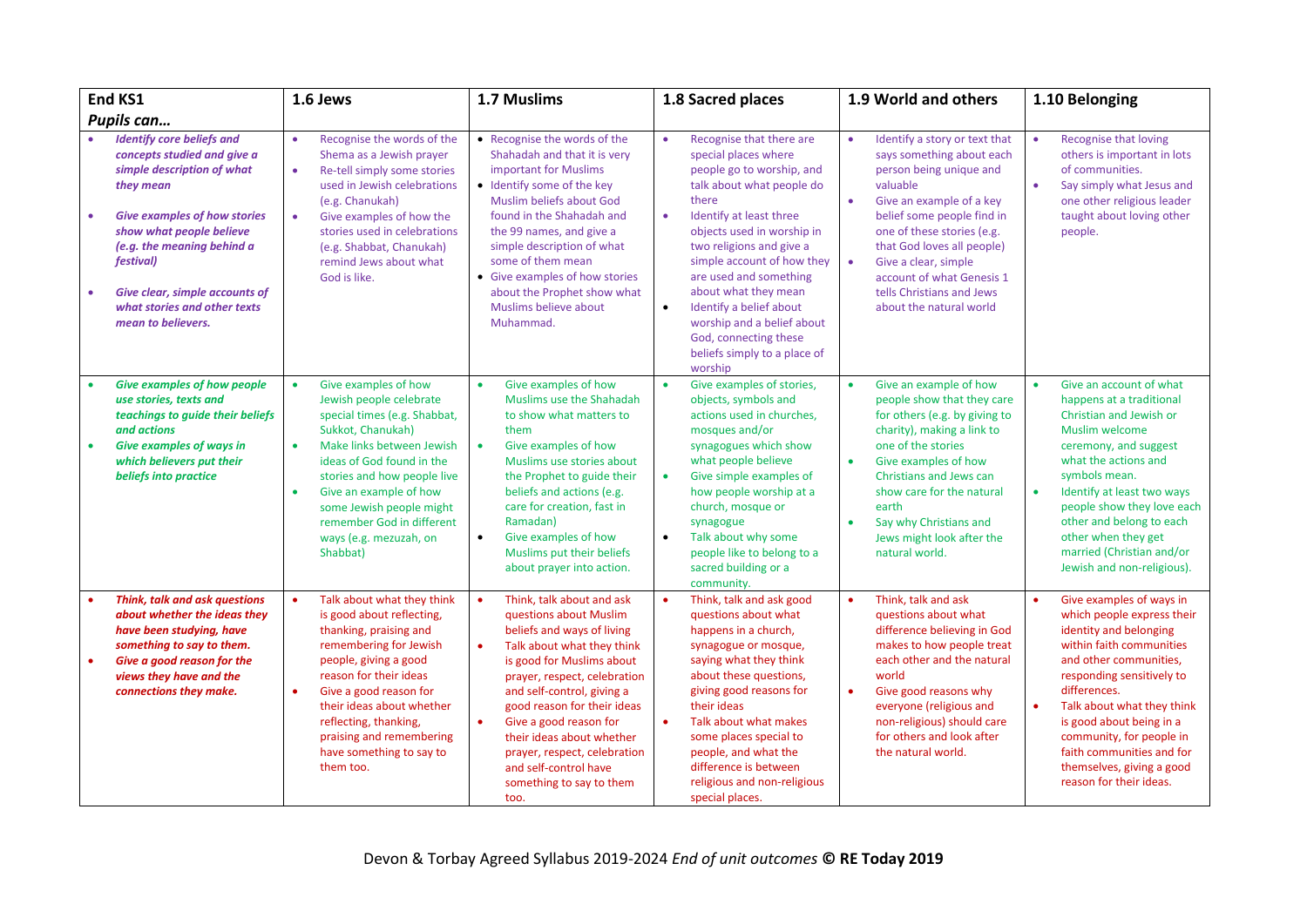| End KS1<br>*Pupils can…* | 1.6 Jews | 1.7 Muslims | 1.8 Sacred places | 1.9 World and others | 1.10 Belonging |
|---|---|---|---|---|---|
| • ***Identify core beliefs and concepts studied and give a simple description of what they mean***<br>• ***Give examples of how stories show what people believe (e.g. the meaning behind a festival)***<br>• ***Give clear, simple accounts of what stories and other texts mean to believers.*** | • Recognise the words of the Shema as a Jewish prayer<br>• Re-tell simply some stories used in Jewish celebrations (e.g. Chanukah)<br>• Give examples of how the stories used in celebrations (e.g. Shabbat, Chanukah) remind Jews about what God is like. | • Recognise the words of the Shahadah and that it is very important for Muslims<br>• Identify some of the key Muslim beliefs about God found in the Shahadah and the 99 names, and give a simple description of what some of them mean<br>• Give examples of how stories about the Prophet show what Muslims believe about Muhammad. | • Recognise that there are special places where people go to worship, and talk about what people do there<br>• Identify at least three objects used in worship in two religions and give a simple account of how they are used and something about what they mean<br>• Identify a belief about worship and a belief about God, connecting these beliefs simply to a place of worship | • Identify a story or text that says something about each person being unique and valuable<br>• Give an example of a key belief some people find in one of these stories (e.g. that God loves all people)<br>• Give a clear, simple account of what Genesis 1 tells Christians and Jews about the natural world | • Recognise that loving others is important in lots of communities.<br>• Say simply what Jesus and one other religious leader taught about loving other people. |
| • ***Give examples of how people use stories, texts and teachings to guide their beliefs and actions***<br>• ***Give examples of ways in which believers put their beliefs into practice*** | • Give examples of how Jewish people celebrate special times (e.g. Shabbat, Sukkot, Chanukah)<br>• Make links between Jewish ideas of God found in the stories and how people live<br>• Give an example of how some Jewish people might remember God in different ways (e.g. mezuzah, on Shabbat) | • Give examples of how Muslims use the Shahadah to show what matters to them<br>• Give examples of how Muslims use stories about the Prophet to guide their beliefs and actions (e.g. care for creation, fast in Ramadan)<br>• Give examples of how Muslims put their beliefs about prayer into action. | • Give examples of stories, objects, symbols and actions used in churches, mosques and/or synagogues which show what people believe<br>• Give simple examples of how people worship at a church, mosque or synagogue<br>• Talk about why some people like to belong to a sacred building or a community. | • Give an example of how people show that they care for others (e.g. by giving to charity), making a link to one of the stories<br>• Give examples of how Christians and Jews can show care for the natural earth<br>• Say why Christians and Jews might look after the natural world. | • Give an account of what happens at a traditional Christian and Jewish or Muslim welcome ceremony, and suggest what the actions and symbols mean.<br>• Identify at least two ways people show they love each other and belong to each other when they get married (Christian and/or Jewish and non-religious). |
| • ***Think, talk and ask questions about whether the ideas they have been studying, have something to say to them.***<br>• ***Give a good reason for the views they have and the connections they make.*** | • Talk about what they think is good about reflecting, thanking, praising and remembering for Jewish people, giving a good reason for their ideas<br>• Give a good reason for their ideas about whether reflecting, thanking, praising and remembering have something to say to them too. | • Think, talk about and ask questions about Muslim beliefs and ways of living<br>• Talk about what they think is good for Muslims about prayer, respect, celebration and self-control, giving a good reason for their ideas<br>• Give a good reason for their ideas about whether prayer, respect, celebration and self-control have something to say to them too. | • Think, talk and ask good questions about what happens in a church, synagogue or mosque, saying what they think about these questions, giving good reasons for their ideas<br>• Talk about what makes some places special to people, and what the difference is between religious and non-religious special places. | • Think, talk and ask questions about what difference believing in God makes to how people treat each other and the natural world<br>• Give good reasons why everyone (religious and non-religious) should care for others and look after the natural world. | • Give examples of ways in which people express their identity and belonging within faith communities and other communities, responding sensitively to differences.<br>• Talk about what they think is good about being in a community, for people in faith communities and for themselves, giving a good reason for their ideas. |

Devon & Torbay Agreed Syllabus 2019-2024 *End of unit outcomes* **© RE Today 2019**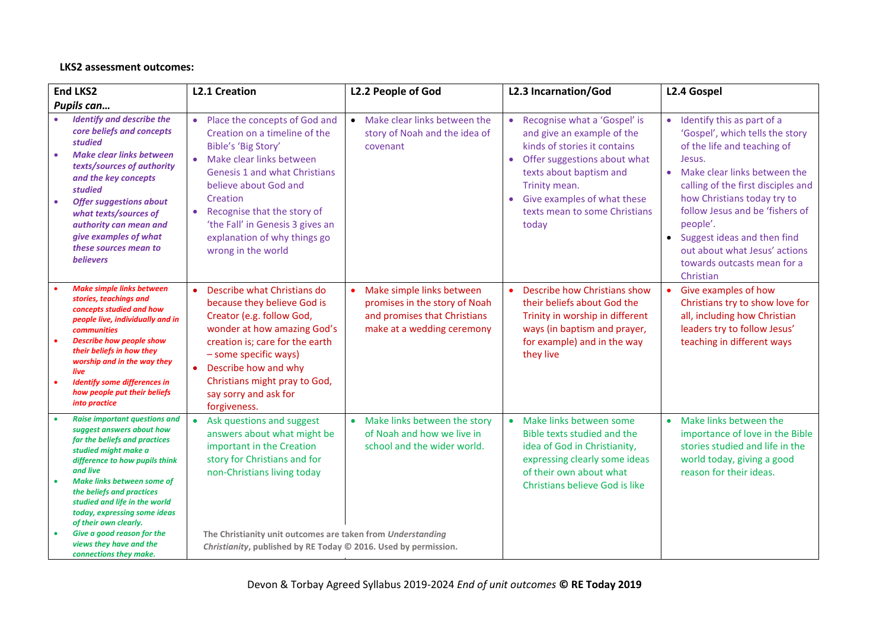**LKS2 assessment outcomes:**

| **End LKS2** ***Pupils can…*** | **L2.1 Creation** | **L2.2 People of God** | **L2.3 Incarnation/God** | **L2.4 Gospel** |
|---|---|---|---|---|
| • ***Identify and describe the core beliefs and concepts studied*** <br> • ***Make clear links between texts/sources of authority and the key concepts studied*** <br> • ***Offer suggestions about what texts/sources of authority can mean and give examples of what these sources mean to believers*** | • Place the concepts of God and Creation on a timeline of the Bible's 'Big Story' <br> • Make clear links between Genesis 1 and what Christians believe about God and Creation <br> • Recognise that the story of 'the Fall' in Genesis 3 gives an explanation of why things go wrong in the world | • Make clear links between the story of Noah and the idea of covenant | • Recognise what a 'Gospel' is and give an example of the kinds of stories it contains <br> • Offer suggestions about what texts about baptism and Trinity mean. <br> • Give examples of what these texts mean to some Christians today | • Identify this as part of a 'Gospel', which tells the story of the life and teaching of Jesus. <br> • Make clear links between the calling of the first disciples and how Christians today try to follow Jesus and be 'fishers of people'. <br> • Suggest ideas and then find out about what Jesus' actions towards outcasts mean for a Christian |
| • ***Make simple links between stories, teachings and concepts studied and how people live, individually and in communities*** <br> • ***Describe how people show their beliefs in how they worship and in the way they live*** <br> • ***Identify some differences in how people put their beliefs into practice*** | • Describe what Christians do because they believe God is Creator (e.g. follow God, wonder at how amazing God's creation is; care for the earth – some specific ways) <br> • Describe how and why Christians might pray to God, say sorry and ask for forgiveness. | • Make simple links between promises in the story of Noah and promises that Christians make at a wedding ceremony | • Describe how Christians show their beliefs about God the Trinity in worship in different ways (in baptism and prayer, for example) and in the way they live | • Give examples of how Christians try to show love for all, including how Christian leaders try to follow Jesus' teaching in different ways |
| • ***Raise important questions and suggest answers about how far the beliefs and practices studied might make a difference to how pupils think and live*** <br> • ***Make links between some of the beliefs and practices studied and life in the world today, expressing some ideas of their own clearly.*** <br> • ***Give a good reason for the views they have and the connections they make.*** | • Ask questions and suggest answers about what might be important in the Creation story for Christians and for non-Christians living today | • Make links between the story of Noah and how we live in school and the wider world. | • Make links between some Bible texts studied and the idea of God in Christianity, expressing clearly some ideas of their own about what Christians believe God is like | • Make links between the importance of love in the Bible stories studied and life in the world today, giving a good reason for their ideas. |

**The Christianity unit outcomes are taken from *Understanding Christianity*, published by RE Today © 2016. Used by permission.**

Devon & Torbay Agreed Syllabus 2019-2024 *End of unit outcomes* **© RE Today 2019**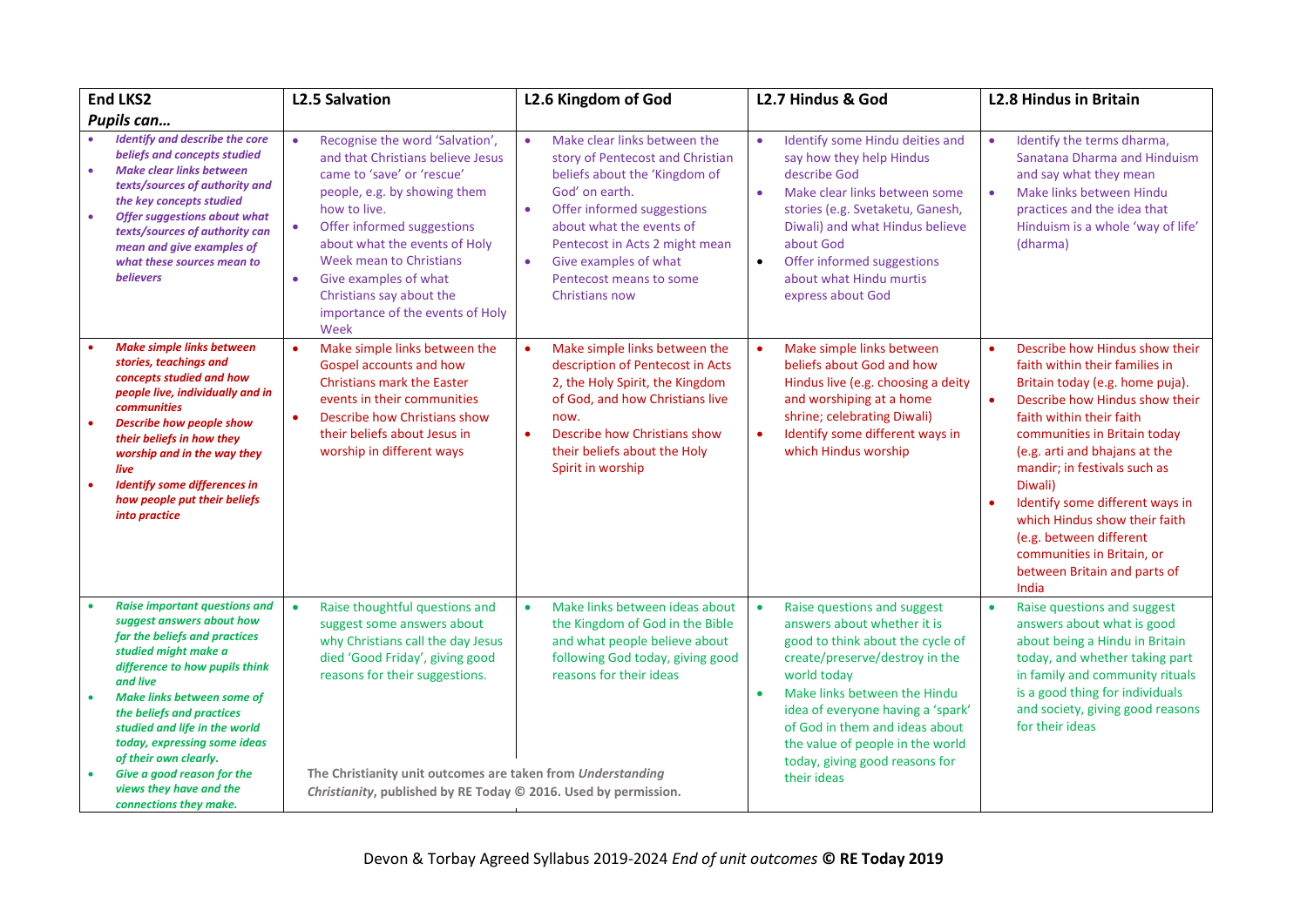| **End LKS2** *Pupils can…* | **L2.5 Salvation** | **L2.6 Kingdom of God** | **L2.7 Hindus & God** | **L2.8 Hindus in Britain** |
|---|---|---|---|---|
| • ***Identify and describe the core beliefs and concepts studied*** <br>• ***Make clear links between texts/sources of authority and the key concepts studied*** <br>• ***Offer suggestions about what texts/sources of authority can mean and give examples of what these sources mean to believers*** | • Recognise the word 'Salvation', and that Christians believe Jesus came to 'save' or 'rescue' people, e.g. by showing them how to live. <br>• Offer informed suggestions about what the events of Holy Week mean to Christians <br>• Give examples of what Christians say about the importance of the events of Holy Week | • Make clear links between the story of Pentecost and Christian beliefs about the 'Kingdom of God' on earth. <br>• Offer informed suggestions about what the events of Pentecost in Acts 2 might mean <br>• Give examples of what Pentecost means to some Christians now | • Identify some Hindu deities and say how they help Hindus describe God <br>• Make clear links between some stories (e.g. Svetaketu, Ganesh, Diwali) and what Hindus believe about God <br>• Offer informed suggestions about what Hindu murtis express about God | • Identify the terms dharma, Sanatana Dharma and Hinduism and say what they mean <br>• Make links between Hindu practices and the idea that Hinduism is a whole 'way of life' (dharma) |
| • ***Make simple links between stories, teachings and concepts studied and how people live, individually and in communities*** <br>• ***Describe how people show their beliefs in how they worship and in the way they live*** <br>• ***Identify some differences in how people put their beliefs into practice*** | • Make simple links between the Gospel accounts and how Christians mark the Easter events in their communities <br>• Describe how Christians show their beliefs about Jesus in worship in different ways | • Make simple links between the description of Pentecost in Acts 2, the Holy Spirit, the Kingdom of God, and how Christians live now. <br>• Describe how Christians show their beliefs about the Holy Spirit in worship | • Make simple links between beliefs about God and how Hindus live (e.g. choosing a deity and worshiping at a home shrine; celebrating Diwali) <br>• Identify some different ways in which Hindus worship | • Describe how Hindus show their faith within their families in Britain today (e.g. home puja). <br>• Describe how Hindus show their faith within their faith communities in Britain today (e.g. arti and bhajans at the mandir; in festivals such as Diwali) <br>• Identify some different ways in which Hindus show their faith (e.g. between different communities in Britain, or between Britain and parts of India |
| • ***Raise important questions and suggest answers about how far the beliefs and practices studied might make a difference to how pupils think and live*** <br>• ***Make links between some of the beliefs and practices studied and life in the world today, expressing some ideas of their own clearly.*** <br>• ***Give a good reason for the views they have and the connections they make.*** | • Raise thoughtful questions and suggest some answers about why Christians call the day Jesus died 'Good Friday', giving good reasons for their suggestions. <br><br>**The Christianity unit outcomes are taken from *Understanding Christianity*, published by RE Today © 2016. Used by permission.** | • Make links between ideas about the Kingdom of God in the Bible and what people believe about following God today, giving good reasons for their ideas | • Raise questions and suggest answers about whether it is good to think about the cycle of create/preserve/destroy in the world today <br>• Make links between the Hindu idea of everyone having a 'spark' of God in them and ideas about the value of people in the world today, giving good reasons for their ideas | • Raise questions and suggest answers about what is good about being a Hindu in Britain today, and whether taking part in family and community rituals is a good thing for individuals and society, giving good reasons for their ideas |

Devon & Torbay Agreed Syllabus 2019-2024 *End of unit outcomes* **© RE Today 2019**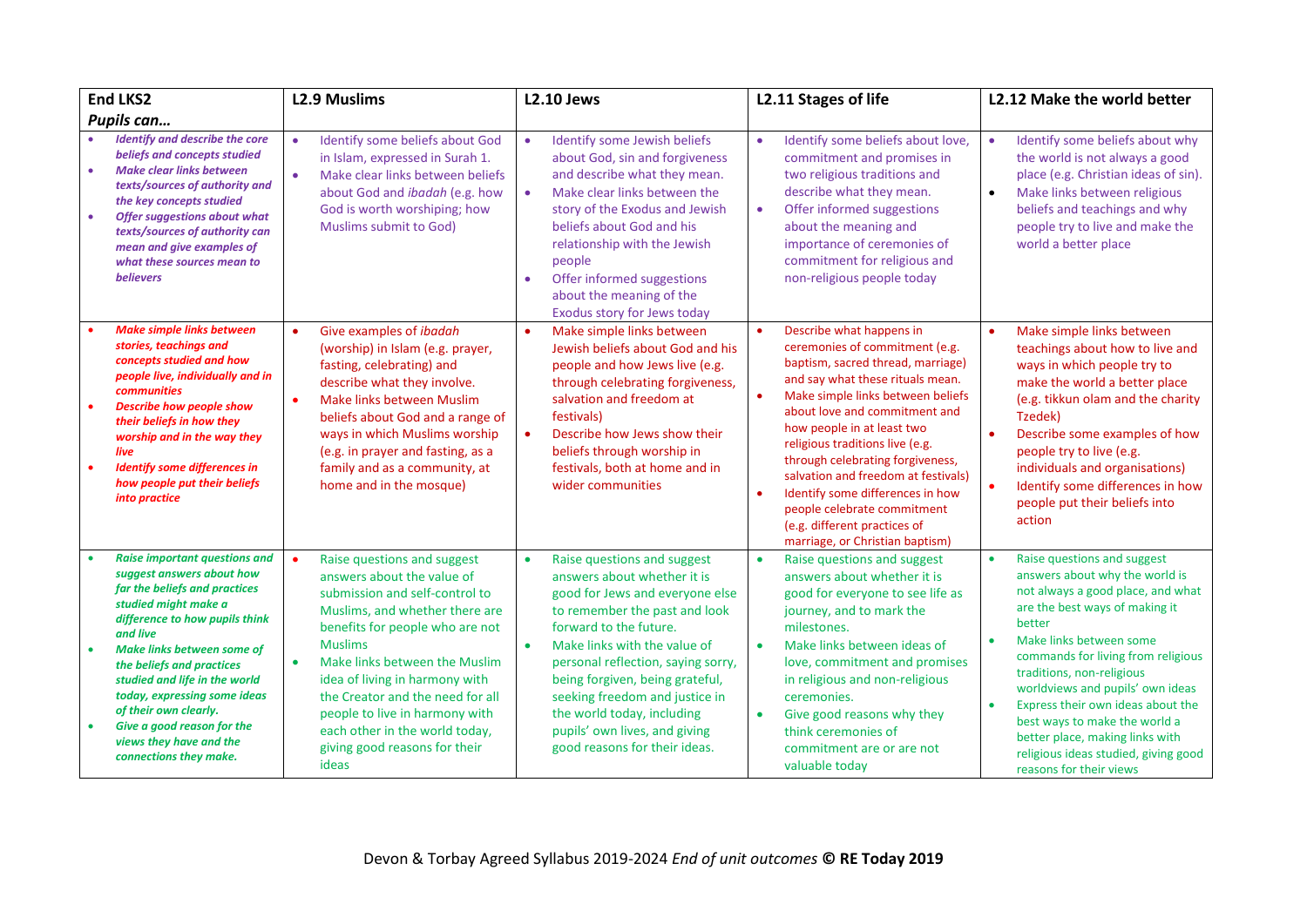| **End LKS2** *Pupils can…* | **L2.9 Muslims** | **L2.10 Jews** | **L2.11 Stages of life** | **L2.12 Make the world better** |
|---|---|---|---|---|
| • ***Identify and describe the core beliefs and concepts studied*** <br>• ***Make clear links between texts/sources of authority and the key concepts studied*** <br>• ***Offer suggestions about what texts/sources of authority can mean and give examples of what these sources mean to believers*** | • Identify some beliefs about God in Islam, expressed in Surah 1. <br>• Make clear links between beliefs about God and *ibadah* (e.g. how God is worth worshiping; how Muslims submit to God) | • Identify some Jewish beliefs about God, sin and forgiveness and describe what they mean. <br>• Make clear links between the story of the Exodus and Jewish beliefs about God and his relationship with the Jewish people <br>• Offer informed suggestions about the meaning of the Exodus story for Jews today | • Identify some beliefs about love, commitment and promises in two religious traditions and describe what they mean. <br>• Offer informed suggestions about the meaning and importance of ceremonies of commitment for religious and non-religious people today | • Identify some beliefs about why the world is not always a good place (e.g. Christian ideas of sin). <br>• Make links between religious beliefs and teachings and why people try to live and make the world a better place |
| • ***Make simple links between stories, teachings and concepts studied and how people live, individually and in communities*** <br>• ***Describe how people show their beliefs in how they worship and in the way they live*** <br>• ***Identify some differences in how people put their beliefs into practice*** | • Give examples of *ibadah* (worship) in Islam (e.g. prayer, fasting, celebrating) and describe what they involve. <br>• Make links between Muslim beliefs about God and a range of ways in which Muslims worship (e.g. in prayer and fasting, as a family and as a community, at home and in the mosque) | • Make simple links between Jewish beliefs about God and his people and how Jews live (e.g. through celebrating forgiveness, salvation and freedom at festivals) <br>• Describe how Jews show their beliefs through worship in festivals, both at home and in wider communities | • Describe what happens in ceremonies of commitment (e.g. baptism, sacred thread, marriage) and say what these rituals mean. <br>• Make simple links between beliefs about love and commitment and how people in at least two religious traditions live (e.g. through celebrating forgiveness, salvation and freedom at festivals) <br>• Identify some differences in how people celebrate commitment (e.g. different practices of marriage, or Christian baptism) | • Make simple links between teachings about how to live and ways in which people try to make the world a better place (e.g. tikkun olam and the charity Tzedek) <br>• Describe some examples of how people try to live (e.g. individuals and organisations) <br>• Identify some differences in how people put their beliefs into action |
| • ***Raise important questions and suggest answers about how far the beliefs and practices studied might make a difference to how pupils think and live*** <br>• ***Make links between some of the beliefs and practices studied and life in the world today, expressing some ideas of their own clearly.*** <br>• ***Give a good reason for the views they have and the connections they make.*** | • Raise questions and suggest answers about the value of submission and self-control to Muslims, and whether there are benefits for people who are not Muslims <br>• Make links between the Muslim idea of living in harmony with the Creator and the need for all people to live in harmony with each other in the world today, giving good reasons for their ideas | • Raise questions and suggest answers about whether it is good for Jews and everyone else to remember the past and look forward to the future. <br>• Make links with the value of personal reflection, saying sorry, being forgiven, being grateful, seeking freedom and justice in the world today, including pupils' own lives, and giving good reasons for their ideas. | • Raise questions and suggest answers about whether it is good for everyone to see life as journey, and to mark the milestones. <br>• Make links between ideas of love, commitment and promises in religious and non-religious ceremonies. <br>• Give good reasons why they think ceremonies of commitment are or are not valuable today | • Raise questions and suggest answers about why the world is not always a good place, and what are the best ways of making it better <br>• Make links between some commands for living from religious traditions, non-religious worldviews and pupils' own ideas <br>• Express their own ideas about the best ways to make the world a better place, making links with religious ideas studied, giving good reasons for their views |

Devon & Torbay Agreed Syllabus 2019-2024 *End of unit outcomes* **© RE Today 2019**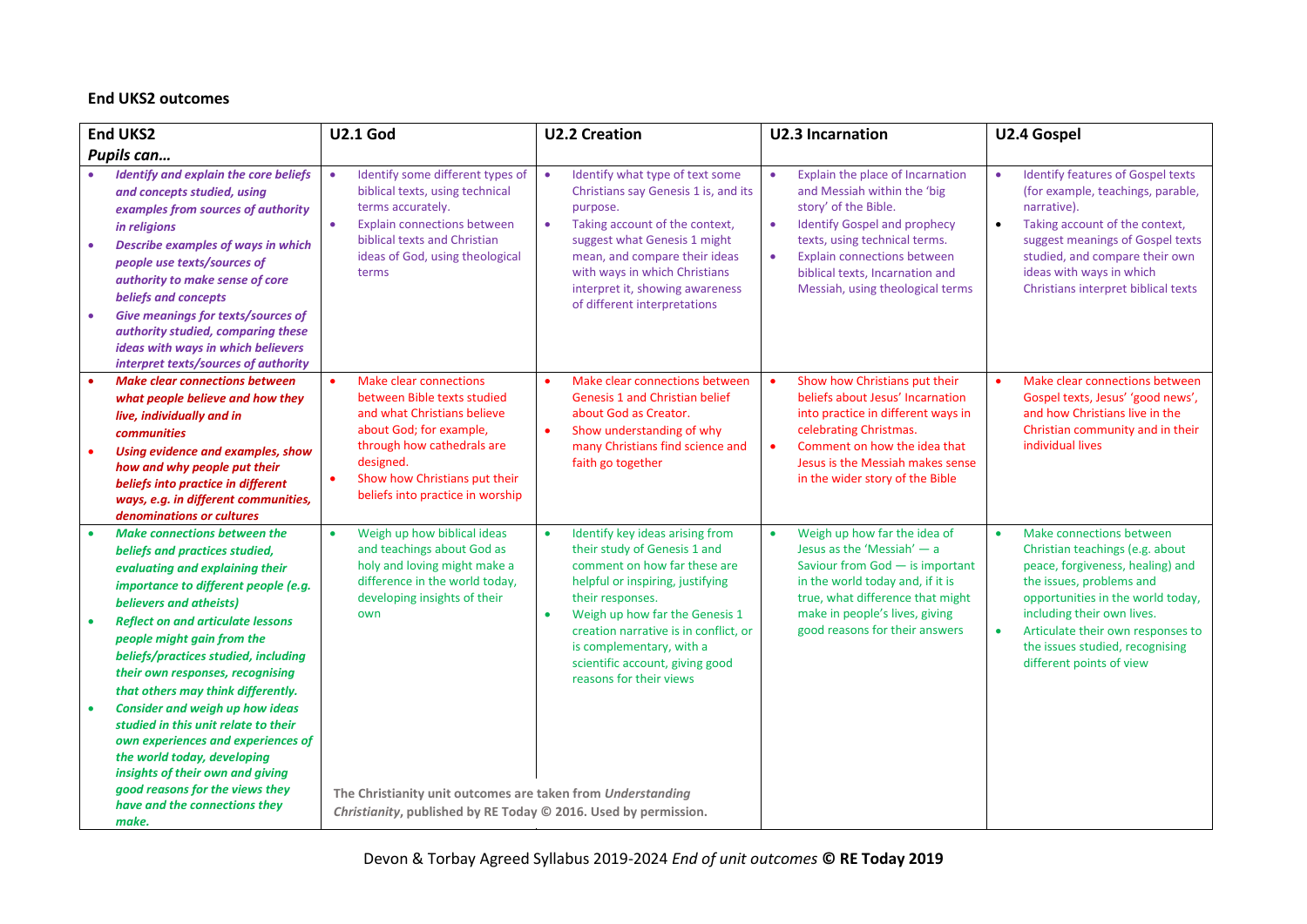**End UKS2 outcomes**

| End UKS2<br>*Pupils can…* | U2.1 God | U2.2 Creation | U2.3 Incarnation | U2.4 Gospel |
|---|---|---|---|---|
| • ***Identify and explain the core beliefs and concepts studied, using examples from sources of authority in religions***<br>• ***Describe examples of ways in which people use texts/sources of authority to make sense of core beliefs and concepts***<br>• ***Give meanings for texts/sources of authority studied, comparing these ideas with ways in which believers interpret texts/sources of authority*** | • Identify some different types of biblical texts, using technical terms accurately.<br>• Explain connections between biblical texts and Christian ideas of God, using theological terms | • Identify what type of text some Christians say Genesis 1 is, and its purpose.<br>• Taking account of the context, suggest what Genesis 1 might mean, and compare their ideas with ways in which Christians interpret it, showing awareness of different interpretations | • Explain the place of Incarnation and Messiah within the 'big story' of the Bible.<br>• Identify Gospel and prophecy texts, using technical terms.<br>• Explain connections between biblical texts, Incarnation and Messiah, using theological terms | • Identify features of Gospel texts (for example, teachings, parable, narrative).<br>• Taking account of the context, suggest meanings of Gospel texts studied, and compare their own ideas with ways in which Christians interpret biblical texts |
| • ***Make clear connections between what people believe and how they live, individually and in communities***<br>• ***Using evidence and examples, show how and why people put their beliefs into practice in different ways, e.g. in different communities, denominations or cultures*** | • Make clear connections between Bible texts studied and what Christians believe about God; for example, through how cathedrals are designed.<br>• Show how Christians put their beliefs into practice in worship | • Make clear connections between Genesis 1 and Christian belief about God as Creator.<br>• Show understanding of why many Christians find science and faith go together | • Show how Christians put their beliefs about Jesus' Incarnation into practice in different ways in celebrating Christmas.<br>• Comment on how the idea that Jesus is the Messiah makes sense in the wider story of the Bible | • Make clear connections between Gospel texts, Jesus' 'good news', and how Christians live in the Christian community and in their individual lives |
| • ***Make connections between the beliefs and practices studied, evaluating and explaining their importance to different people (e.g. believers and atheists)***<br>• ***Reflect on and articulate lessons people might gain from the beliefs/practices studied, including their own responses, recognising that others may think differently.***<br>• ***Consider and weigh up how ideas studied in this unit relate to their own experiences and experiences of the world today, developing insights of their own and giving good reasons for the views they have and the connections they make.*** | • Weigh up how biblical ideas and teachings about God as holy and loving might make a difference in the world today, developing insights of their own | • Identify key ideas arising from their study of Genesis 1 and comment on how far these are helpful or inspiring, justifying their responses.<br>• Weigh up how far the Genesis 1 creation narrative is in conflict, or is complementary, with a scientific account, giving good reasons for their views | • Weigh up how far the idea of Jesus as the 'Messiah' — a Saviour from God — is important in the world today and, if it is true, what difference that might make in people's lives, giving good reasons for their answers | • Make connections between Christian teachings (e.g. about peace, forgiveness, healing) and the issues, problems and opportunities in the world today, including their own lives.<br>• Articulate their own responses to the issues studied, recognising different points of view |

**The Christianity unit outcomes are taken from *Understanding Christianity*, published by RE Today © 2016. Used by permission.**

Devon & Torbay Agreed Syllabus 2019-2024 *End of unit outcomes* **© RE Today 2019**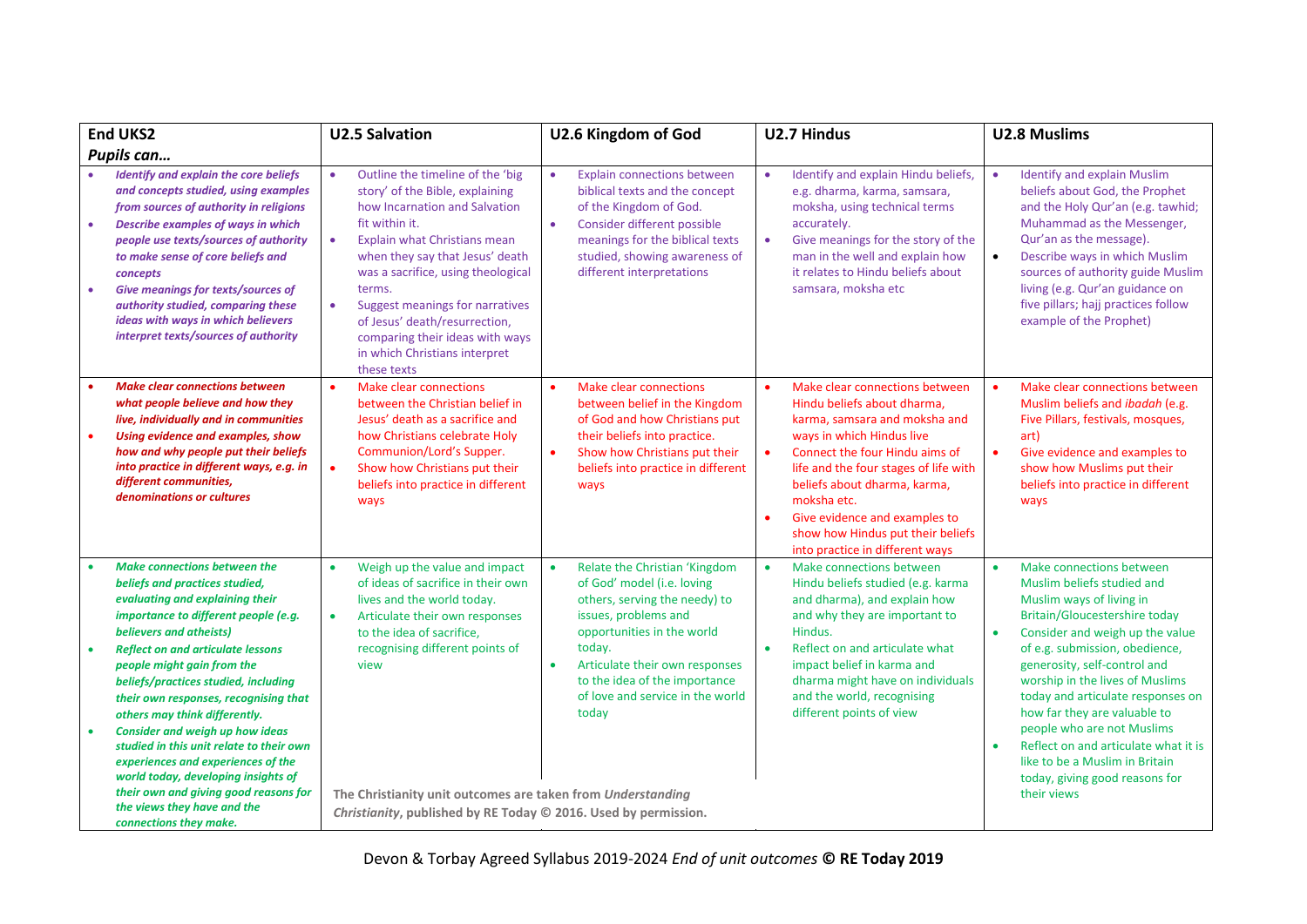| End UKS2<br>*Pupils can…* | U2.5 Salvation | U2.6 Kingdom of God | U2.7 Hindus | U2.8 Muslims |
|---|---|---|---|---|
| • ***Identify and explain the core beliefs and concepts studied, using examples from sources of authority in religions***<br>• ***Describe examples of ways in which people use texts/sources of authority to make sense of core beliefs and concepts***<br>• ***Give meanings for texts/sources of authority studied, comparing these ideas with ways in which believers interpret texts/sources of authority*** | • Outline the timeline of the 'big story' of the Bible, explaining how Incarnation and Salvation fit within it.<br>• Explain what Christians mean when they say that Jesus' death was a sacrifice, using theological terms.<br>• Suggest meanings for narratives of Jesus' death/resurrection, comparing their ideas with ways in which Christians interpret these texts | • Explain connections between biblical texts and the concept of the Kingdom of God.<br>• Consider different possible meanings for the biblical texts studied, showing awareness of different interpretations | • Identify and explain Hindu beliefs, e.g. dharma, karma, samsara, moksha, using technical terms accurately.<br>• Give meanings for the story of the man in the well and explain how it relates to Hindu beliefs about samsara, moksha etc | • Identify and explain Muslim beliefs about God, the Prophet and the Holy Qur'an (e.g. tawhid; Muhammad as the Messenger, Qur'an as the message).<br>• Describe ways in which Muslim sources of authority guide Muslim living (e.g. Qur'an guidance on five pillars; hajj practices follow example of the Prophet) |
| • ***Make clear connections between what people believe and how they live, individually and in communities***<br>• ***Using evidence and examples, show how and why people put their beliefs into practice in different ways, e.g. in different communities, denominations or cultures*** | • Make clear connections between the Christian belief in Jesus' death as a sacrifice and how Christians celebrate Holy Communion/Lord's Supper.<br>• Show how Christians put their beliefs into practice in different ways | • Make clear connections between belief in the Kingdom of God and how Christians put their beliefs into practice.<br>• Show how Christians put their beliefs into practice in different ways | • Make clear connections between Hindu beliefs about dharma, karma, samsara and moksha and ways in which Hindus live<br>• Connect the four Hindu aims of life and the four stages of life with beliefs about dharma, karma, moksha etc.<br>• Give evidence and examples to show how Hindus put their beliefs into practice in different ways | • Make clear connections between Muslim beliefs and *ibadah* (e.g. Five Pillars, festivals, mosques, art)<br>• Give evidence and examples to show how Muslims put their beliefs into practice in different ways |
| • ***Make connections between the beliefs and practices studied, evaluating and explaining their importance to different people (e.g. believers and atheists)***<br>• ***Reflect on and articulate lessons people might gain from the beliefs/practices studied, including their own responses, recognising that others may think differently.***<br>• ***Consider and weigh up how ideas studied in this unit relate to their own experiences and experiences of the world today, developing insights of their own and giving good reasons for the views they have and the connections they make.*** | • Weigh up the value and impact of ideas of sacrifice in their own lives and the world today.<br>• Articulate their own responses to the idea of sacrifice, recognising different points of view<br><br>**The Christianity unit outcomes are taken from *Understanding Christianity*, published by RE Today © 2016. Used by permission.** | • Relate the Christian 'Kingdom of God' model (i.e. loving others, serving the needy) to issues, problems and opportunities in the world today.<br>• Articulate their own responses to the idea of the importance of love and service in the world today | • Make connections between Hindu beliefs studied (e.g. karma and dharma), and explain how and why they are important to Hindus.<br>• Reflect on and articulate what impact belief in karma and dharma might have on individuals and the world, recognising different points of view | • Make connections between Muslim beliefs studied and Muslim ways of living in Britain/Gloucestershire today<br>• Consider and weigh up the value of e.g. submission, obedience, generosity, self-control and worship in the lives of Muslims today and articulate responses on how far they are valuable to people who are not Muslims<br>• Reflect on and articulate what it is like to be a Muslim in Britain today, giving good reasons for their views |

Devon & Torbay Agreed Syllabus 2019-2024 *End of unit outcomes* **© RE Today 2019**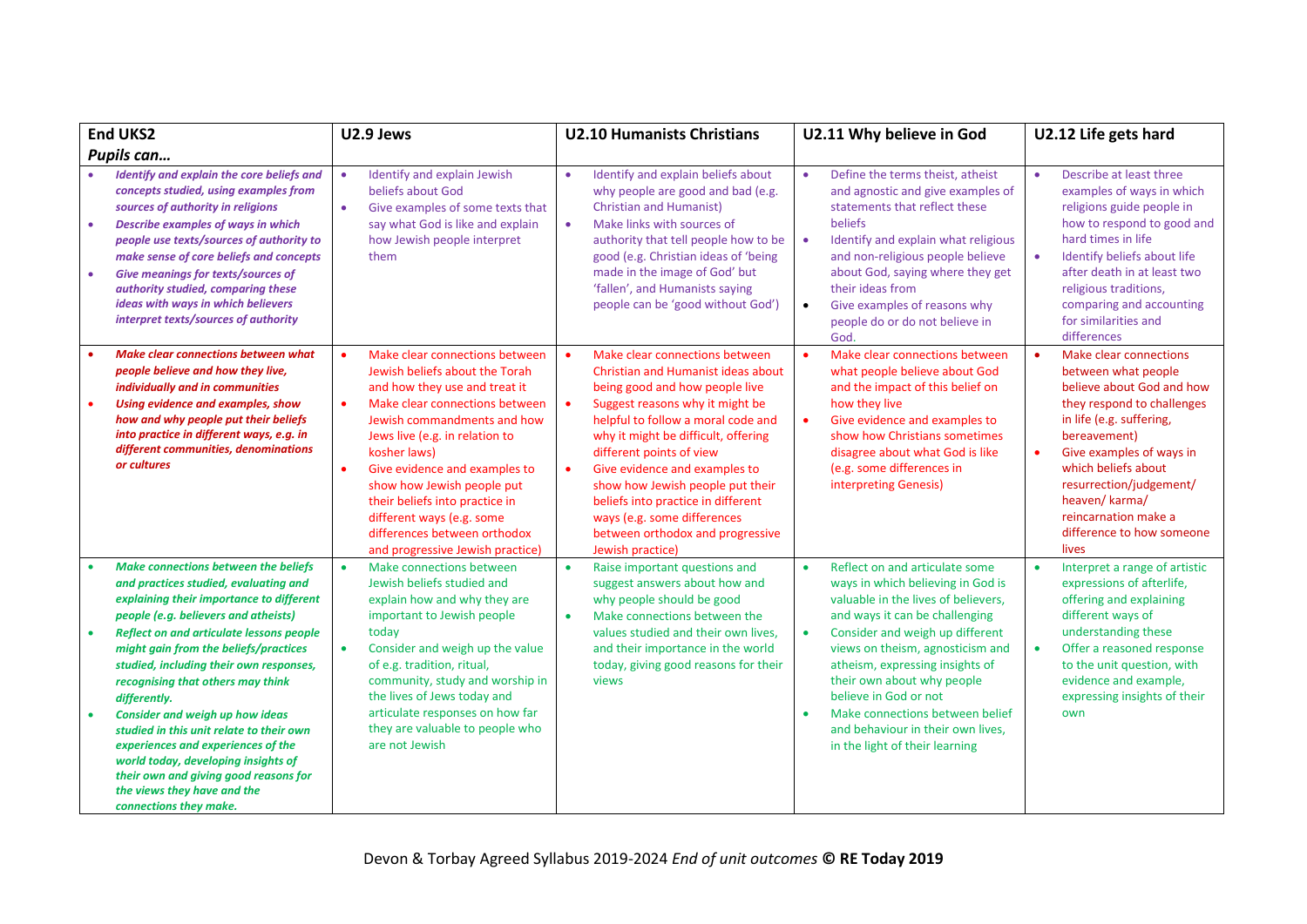| **End UKS2** *Pupils can…* | **U2.9 Jews** | **U2.10 Humanists Christians** | **U2.11 Why believe in God** | **U2.12 Life gets hard** |
|---|---|---|---|---|
| • ***Identify and explain the core beliefs and concepts studied, using examples from sources of authority in religions*** <br> • ***Describe examples of ways in which people use texts/sources of authority to make sense of core beliefs and concepts*** <br> • ***Give meanings for texts/sources of authority studied, comparing these ideas with ways in which believers interpret texts/sources of authority*** | • Identify and explain Jewish beliefs about God <br> • Give examples of some texts that say what God is like and explain how Jewish people interpret them | • Identify and explain beliefs about why people are good and bad (e.g. Christian and Humanist) <br> • Make links with sources of authority that tell people how to be good (e.g. Christian ideas of 'being made in the image of God' but 'fallen', and Humanists saying people can be 'good without God') | • Define the terms theist, atheist and agnostic and give examples of statements that reflect these beliefs <br> • Identify and explain what religious and non-religious people believe about God, saying where they get their ideas from <br> • Give examples of reasons why people do or do not believe in God. | • Describe at least three examples of ways in which religions guide people in how to respond to good and hard times in life <br> • Identify beliefs about life after death in at least two religious traditions, comparing and accounting for similarities and differences |
| • ***Make clear connections between what people believe and how they live, individually and in communities*** <br> • ***Using evidence and examples, show how and why people put their beliefs into practice in different ways, e.g. in different communities, denominations or cultures*** | • Make clear connections between Jewish beliefs about the Torah and how they use and treat it <br> • Make clear connections between Jewish commandments and how Jews live (e.g. in relation to kosher laws) <br> • Give evidence and examples to show how Jewish people put their beliefs into practice in different ways (e.g. some differences between orthodox and progressive Jewish practice) | • Make clear connections between Christian and Humanist ideas about being good and how people live <br> • Suggest reasons why it might be helpful to follow a moral code and why it might be difficult, offering different points of view <br> • Give evidence and examples to show how Jewish people put their beliefs into practice in different ways (e.g. some differences between orthodox and progressive Jewish practice) | • Make clear connections between what people believe about God and the impact of this belief on how they live <br> • Give evidence and examples to show how Christians sometimes disagree about what God is like (e.g. some differences in interpreting Genesis) | • Make clear connections between what people believe about God and how they respond to challenges in life (e.g. suffering, bereavement) <br> • Give examples of ways in which beliefs about resurrection/judgement/ heaven/ karma/ reincarnation make a difference to how someone lives |
| • ***Make connections between the beliefs and practices studied, evaluating and explaining their importance to different people (e.g. believers and atheists)*** <br> • ***Reflect on and articulate lessons people might gain from the beliefs/practices studied, including their own responses, recognising that others may think differently.*** <br> • ***Consider and weigh up how ideas studied in this unit relate to their own experiences and experiences of the world today, developing insights of their own and giving good reasons for the views they have and the connections they make.*** | • Make connections between Jewish beliefs studied and explain how and why they are important to Jewish people today <br> • Consider and weigh up the value of e.g. tradition, ritual, community, study and worship in the lives of Jews today and articulate responses on how far they are valuable to people who are not Jewish | • Raise important questions and suggest answers about how and why people should be good <br> • Make connections between the values studied and their own lives, and their importance in the world today, giving good reasons for their views | • Reflect on and articulate some ways in which believing in God is valuable in the lives of believers, and ways it can be challenging <br> • Consider and weigh up different views on theism, agnosticism and atheism, expressing insights of their own about why people believe in God or not <br> • Make connections between belief and behaviour in their own lives, in the light of their learning | • Interpret a range of artistic expressions of afterlife, offering and explaining different ways of understanding these <br> • Offer a reasoned response to the unit question, with evidence and example, expressing insights of their own |

Devon & Torbay Agreed Syllabus 2019-2024 *End of unit outcomes* **© RE Today 2019**